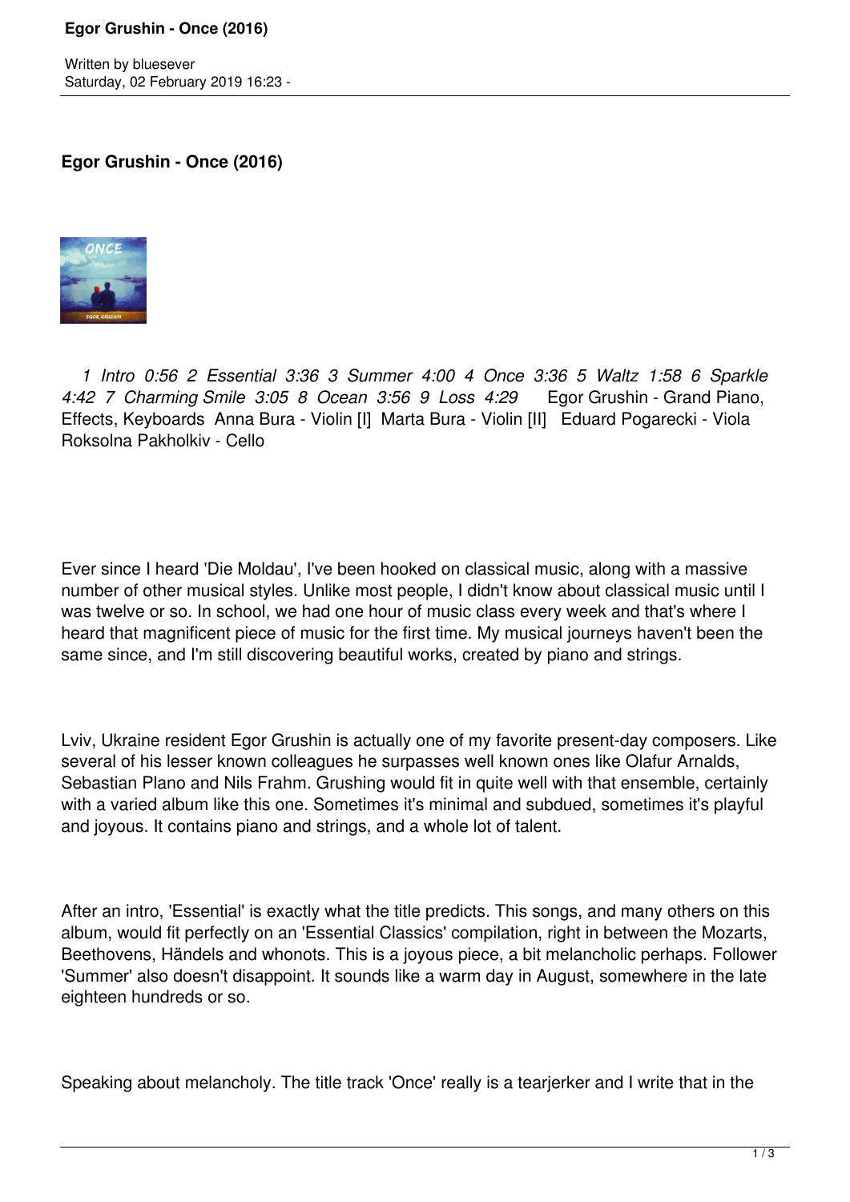**Egor Grushin - Once (2016)**

*1 Intro 0:56 2 Essential 3:36 3 Summer 4:00 4 Once 3:36 5 Waltz 1:58 6 Sparkle 4:42 7 Charming Smile 3:05 8 Ocean 3:56 9 Loss 4:29* Egor Grushin - Grand Piano, Effects, Keyboards Anna Bura - Violin [I] Marta Bura - Violin [II] Eduard Pogarecki - Viola Roksolna Pakholkiv - Cello

Ever since I heard 'Die Moldau', I've been hooked on classical music, along with a massive number of other musical styles. Unlike most people, I didn't know about classical music until I was twelve or so. In school, we had one hour of music class every week and that's where I heard that magnificent piece of music for the first time. My musical journeys haven't been the same since, and I'm still discovering beautiful works, created by piano and strings.

Lviv, Ukraine resident Egor Grushin is actually one of my favorite present-day composers. Like several of his lesser known colleagues he surpasses well known ones like Olafur Arnalds, Sebastian Plano and Nils Frahm. Grushing would fit in quite well with that ensemble, certainly with a varied album like this one. Sometimes it's minimal and subdued, sometimes it's playful and joyous. It contains piano and strings, and a whole lot of talent.

After an intro, 'Essential' is exactly what the title predicts. This songs, and many others on this album, would fit perfectly on an 'Essential Classics' compilation, right in between the Mozarts, Beethovens, Händels and whonots. This is a joyous piece, a bit melancholic perhaps. Follower 'Summer' also doesn't disappoint. It sounds like a warm day in August, somewhere in the late eighteen hundreds or so.

Speaking about melancholy. The title track 'Once' really is a tearjerker and I write that in the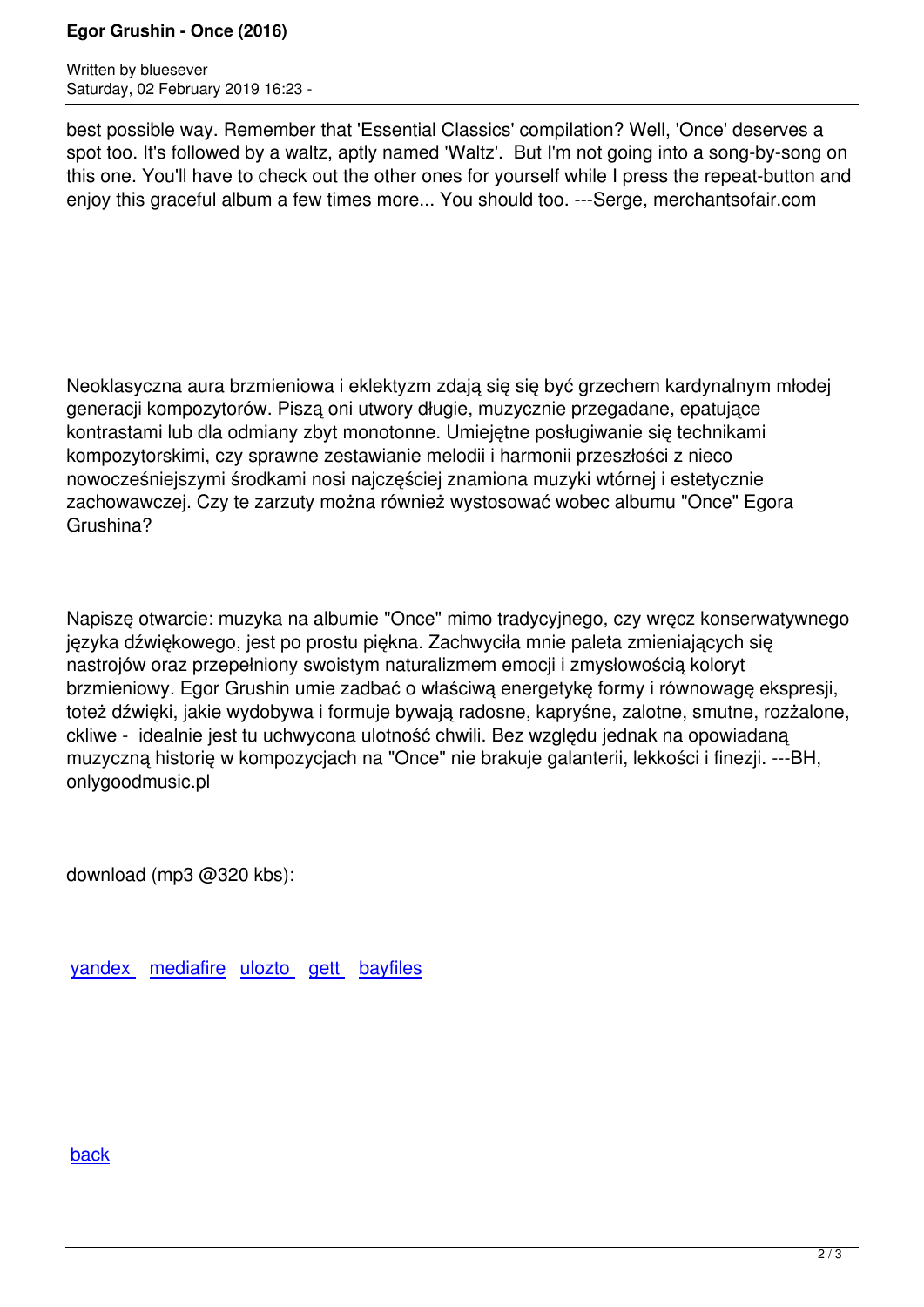best possible way. Remember that 'Essential Classics' compilation? Well, 'Once' deserves a spot too. It's followed by a waltz, aptly named 'Waltz'. But I'm not going into a song-by-song on this one. You'll have to check out the other ones for yourself while I press the repeat-button and enjoy this graceful album a few times more... You should too. ---Serge, merchantsofair.com

Neoklasyczna aura brzmieniowa i eklektyzm zdają się się być grzechem kardynalnym młodej generacji kompozytorów. Piszą oni utwory długie, muzycznie przegadane, epatujące kontrastami lub dla odmiany zbyt monotonne. Umiejętne posługiwanie się technikami kompozytorskimi, czy sprawne zestawianie melodii i harmonii przeszłości z nieco nowocześniejszymi środkami nosi najczęściej znamiona muzyki wtórnej i estetycznie zachowawczej. Czy te zarzuty można również wystosować wobec albumu "Once" Egora Grushina?

Napiszę otwarcie: muzyka na albumie "Once" mimo tradycyjnego, czy wręcz konserwatywnego języka dźwiękowego, jest po prostu piękna. Zachwyciła mnie paleta zmieniających się nastrojów oraz przepełniony swoistym naturalizmem emocji i zmysłowością koloryt brzmieniowy. Egor Grushin umie zadbać o właściwą energetykę formy i równowagę ekspresji, toteż dźwięki, jakie wydobywa i formuje bywają radosne, kapryśne, zalotne, smutne, rozżalone, ckliwe - idealnie jest tu uchwycona ulotność chwili. Bez względu jednak na opowiadaną muzyczną historię w kompozycjach na "Once" nie brakuje galanterii, lekkości i finezji. ---BH, onlygoodmusic.pl

download (mp3 @320 kbs):

yandex mediafire ulozto gett bayfiles

back